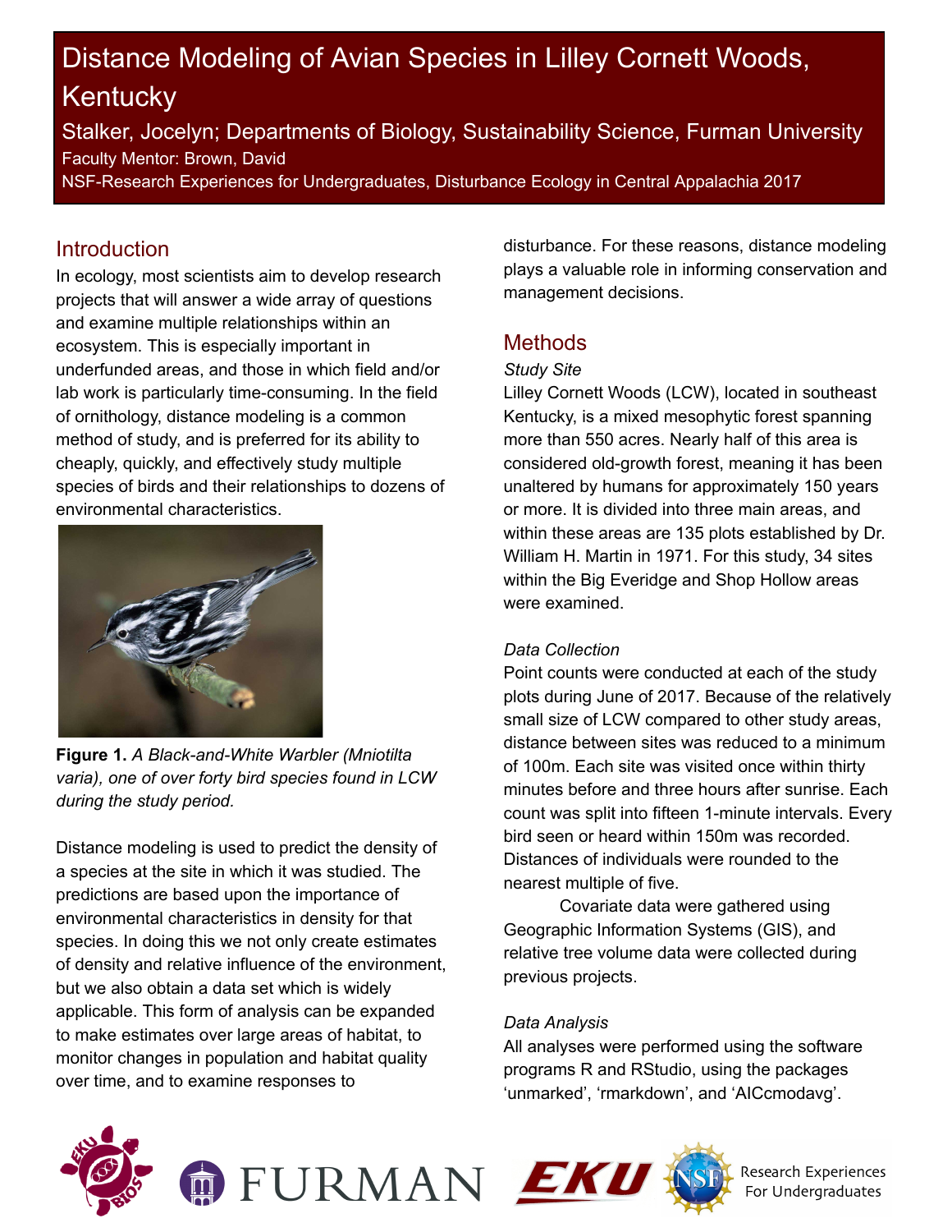# Distance Modeling of Avian Species in Lilley Cornett Woods, Kentucky

Stalker, Jocelyn; Departments of Biology, Sustainability Science, Furman University

Faculty Mentor: Brown, David

NSF-Research Experiences for Undergraduates, Disturbance Ecology in Central Appalachia 2017

## Introduction

In ecology, most scientists aim to develop research projects that will answer a wide array of questions and examine multiple relationships within an ecosystem. This is especially important in underfunded areas, and those in which field and/or lab work is particularly time-consuming. In the field of ornithology, distance modeling is a common method of study, and is preferred for its ability to cheaply, quickly, and effectively study multiple species of birds and their relationships to dozens of environmental characteristics.

**Figure 1.** *A Black-and-White Warbler (Mniotilta varia), one of over forty bird species found in LCW during the study period.*

Distance modeling is used to predict the density of a species at the site in which it was studied. The predictions are based upon the importance of environmental characteristics in density for that species. In doing this we not only create estimates of density and relative influence of the environment, but we also obtain a data set which is widely applicable. This form of analysis can be expanded to make estimates over large areas of habitat, to monitor changes in population and habitat quality over time, and to examine responses to disturbance. For these reasons, distance modeling plays a valuable role in informing conservation and management decisions.

## Methods

*Study Site*

Lilley Cornett Woods (LCW), located in southeast Kentucky, is a mixed mesophytic forest spanning more than 550 acres. Nearly half of this area is considered old-growth forest, meaning it has been unaltered by humans for approximately 150 years or more. It is divided into three main areas, and within these areas are 135 plots established by Dr. William H. Martin in 1971. For this study, 34 sites within the Big Everidge and Shop Hollow areas were examined.

*Data Collection*

Point counts were conducted at each of the study plots during June of 2017. Because of the relatively small size of LCW compared to other study areas, distance between sites was reduced to a minimum of 100m. Each site was visited once within thirty minutes before and three hours after sunrise. Each count was split into fifteen 1-minute intervals. Every bird seen or heard within 150m was recorded. Distances of individuals were rounded to the nearest multiple of five.

Covariate data were gathered using Geographic Information Systems (GIS), and relative tree volume data were collected during previous projects.

*Data Analysis*

All analyses were performed using the software programs R and RStudio, using the packages 'unmarked', 'rmarkdown', and 'AICcmodavg'.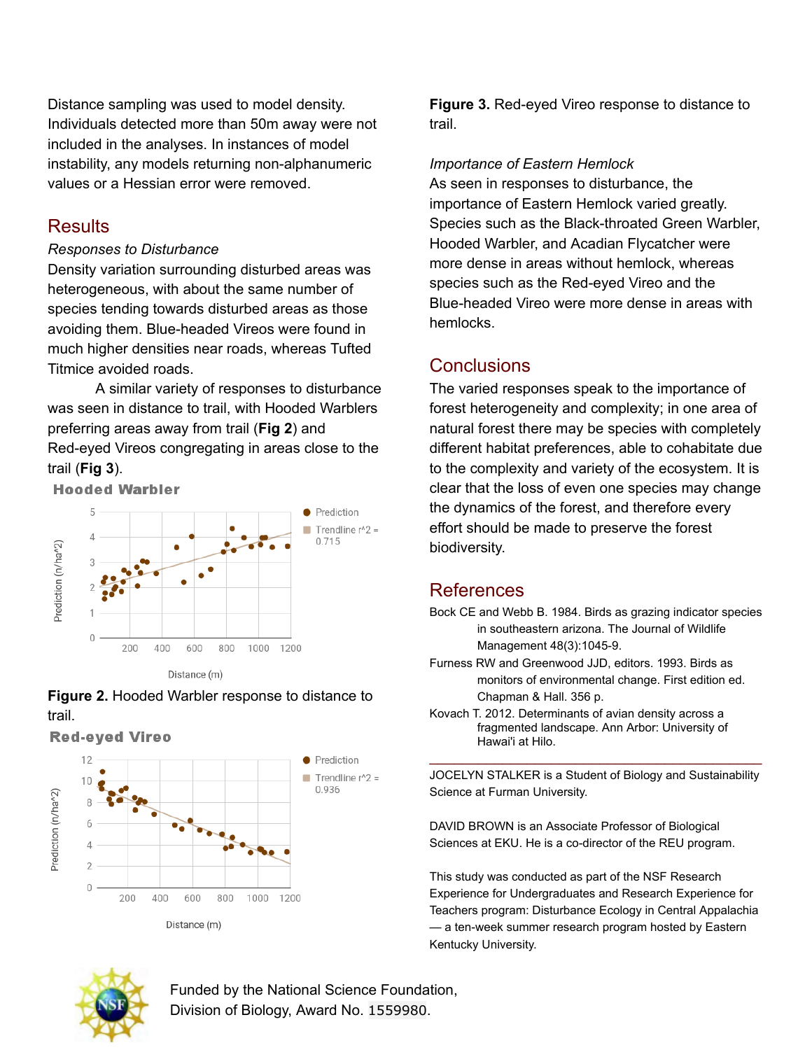Distance sampling was used to model density. Individuals detected more than 50m away were not included in the analyses. In instances of model instability, any models returning non-alphanumeric values or a Hessian error were removed.

## Results

*Responses to Disturbance*

Density variation surrounding disturbed areas was heterogeneous, with about the same number of species tending towards disturbed areas as those avoiding them. Blue-headed Vireos were found in much higher densities near roads, whereas Tufted Titmice avoided roads.

A similar variety of responses to disturbance was seen in distance to trail, with Hooded Warblers preferring areas away from trail (**Fig 2**) and Red-eyed Vireos congregating in areas close to the trail (**Fig 3**).

Hooded Warbler

Prediction (n/ha^2)

0
1
2
3
4
5

200 400 600 800 1000 1200

Distance (m)

Prediction

Trendline r^2 = 0.715

**Figure 2.** Hooded Warbler response to distance to trail.

Red-eyed Vireo

Prediction (n/ha^2)

0
2
4
6
8
10
12

200 400 600 800 1000 1200

Distance (m)

Prediction

Trendline r^2 = 0.936

**Figure 3.** Red-eyed Vireo response to distance to trail.

*Importance of Eastern Hemlock*

As seen in responses to disturbance, the importance of Eastern Hemlock varied greatly. Species such as the Black-throated Green Warbler, Hooded Warbler, and Acadian Flycatcher were more dense in areas without hemlock, whereas species such as the Red-eyed Vireo and the Blue-headed Vireo were more dense in areas with hemlocks.

## Conclusions

The varied responses speak to the importance of forest heterogeneity and complexity; in one area of natural forest there may be species with completely different habitat preferences, able to cohabitate due to the complexity and variety of the ecosystem. It is clear that the loss of even one species may change the dynamics of the forest, and therefore every effort should be made to preserve the forest biodiversity.

## References

Bock CE and Webb B. 1984. Birds as grazing indicator species in southeastern arizona. The Journal of Wildlife Management 48(3):1045-9.

Furness RW and Greenwood JJD, editors. 1993. Birds as monitors of environmental change. First edition ed. Chapman & Hall. 356 p.

Kovach T. 2012. Determinants of avian density across a fragmented landscape. Ann Arbor: University of Hawai'i at Hilo.

---

JOCELYN STALKER is a Student of Biology and Sustainability Science at Furman University.

DAVID BROWN is an Associate Professor of Biological Sciences at EKU. He is a co-director of the REU program.

This study was conducted as part of the NSF Research Experience for Undergraduates and Research Experience for Teachers program: Disturbance Ecology in Central Appalachia — a ten-week summer research program hosted by Eastern Kentucky University.

Funded by the National Science Foundation, Division of Biology, Award No. 1559980.